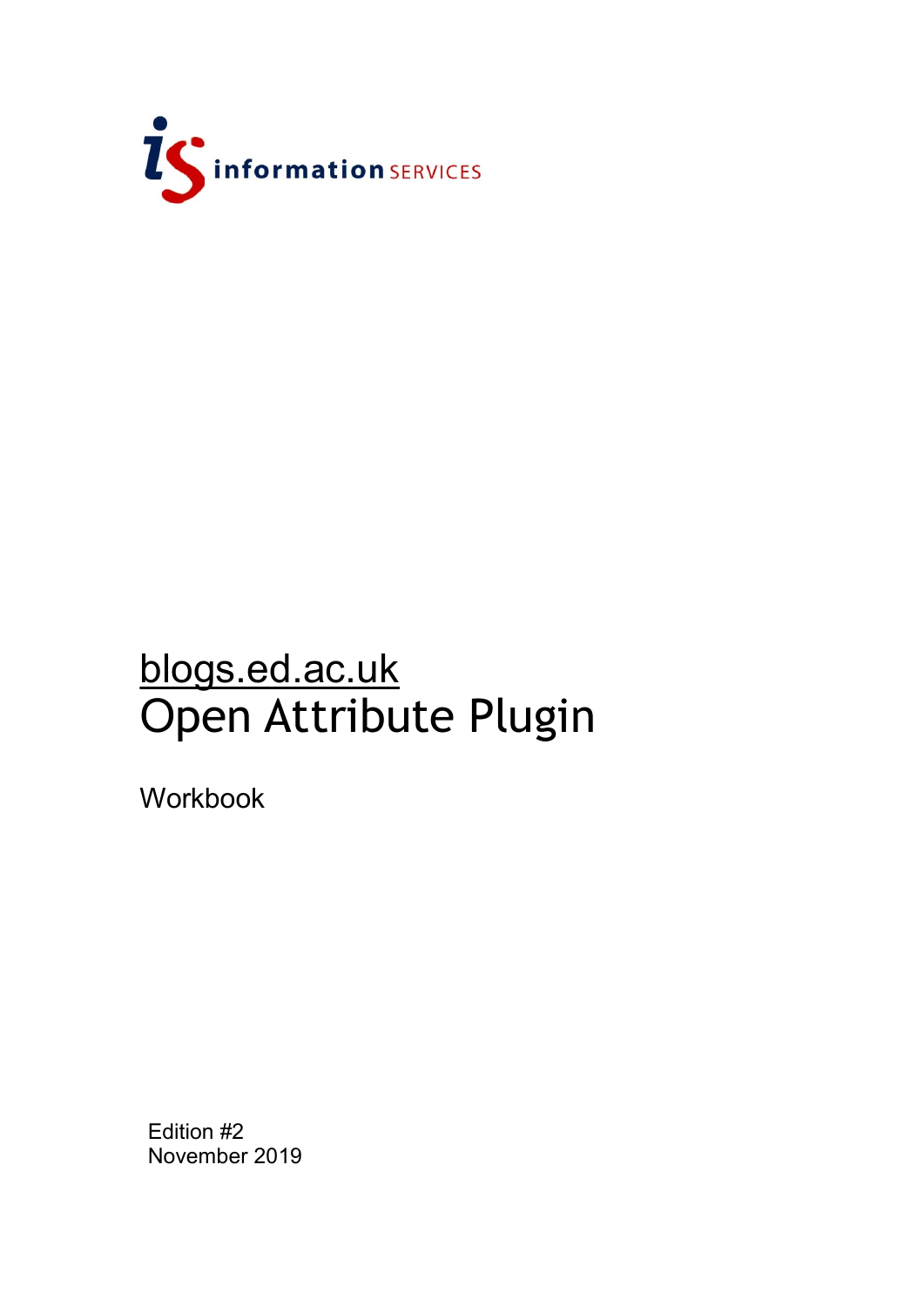information SERVICES

# blogs.ed.ac.uk
# Open Attribute Plugin

Workbook

Edition #2
November 2019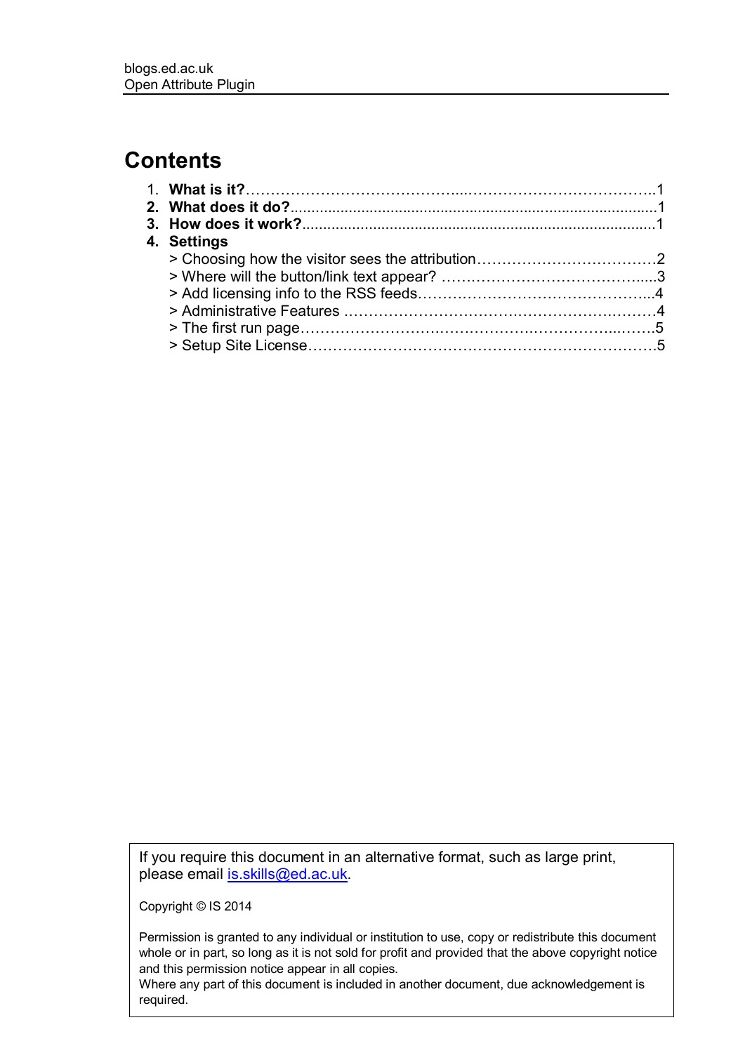# Contents

1. **What is it?** ........................................................................ 1
2. **What does it do?** ................................................................ 1
3. **How does it work?** .............................................................. 1
4. **Settings**
   > Choosing how the visitor sees the attribution ........................ 2
   > Where will the button/link text appear? ................................. 3
   > Add licensing info to the RSS feeds ........................................ 4
   > Administrative Features .......................................................... 4
   > The first run page ................................................................... 5
   > Setup Site License ................................................................... 5

If you require this document in an alternative format, such as large print, please email [is.skills@ed.ac.uk](mailto:is.skills@ed.ac.uk).

Copyright © IS 2014

Permission is granted to any individual or institution to use, copy or redistribute this document whole or in part, so long as it is not sold for profit and provided that the above copyright notice and this permission notice appear in all copies.
Where any part of this document is included in another document, due acknowledgement is required.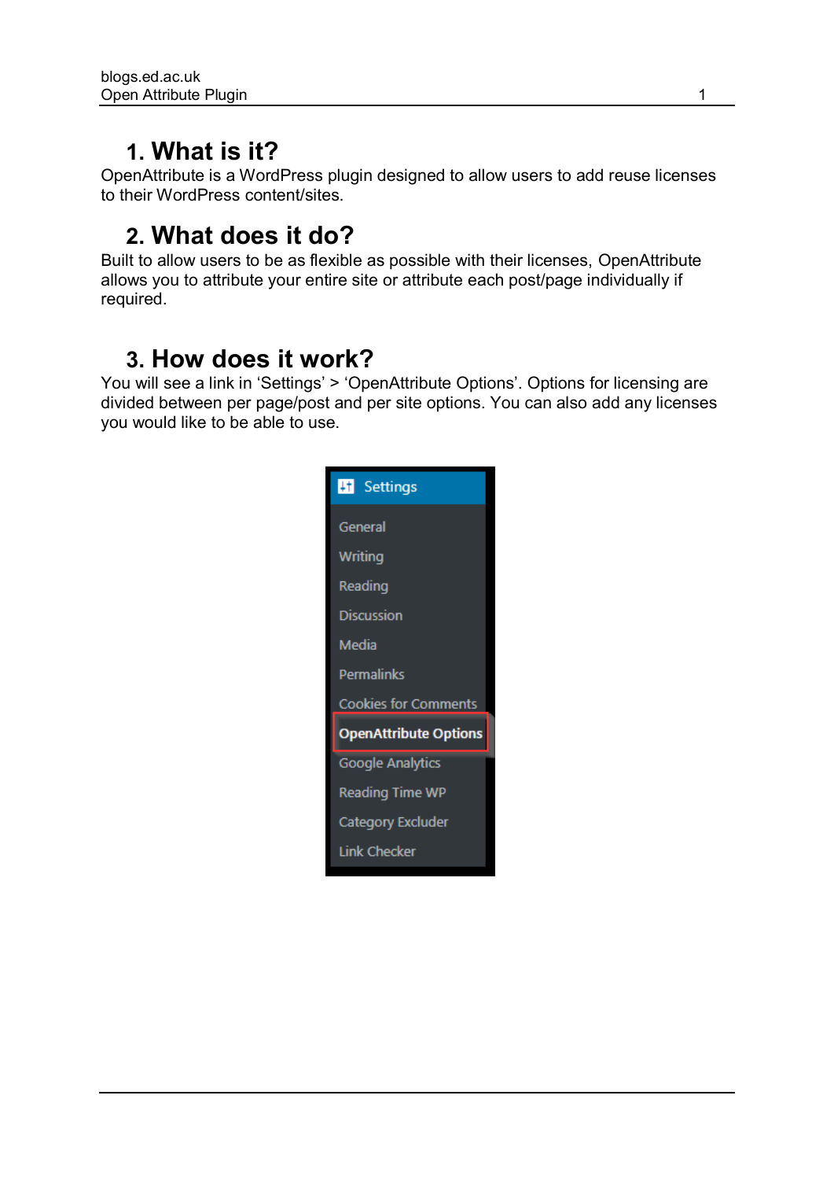## 1. What is it?

OpenAttribute is a WordPress plugin designed to allow users to add reuse licenses to their WordPress content/sites.

## 2. What does it do?

Built to allow users to be as flexible as possible with their licenses, OpenAttribute allows you to attribute your entire site or attribute each post/page individually if required.

## 3. How does it work?

You will see a link in ‘Settings’ > ‘OpenAttribute Options’. Options for licensing are divided between per page/post and per site options. You can also add any licenses you would like to be able to use.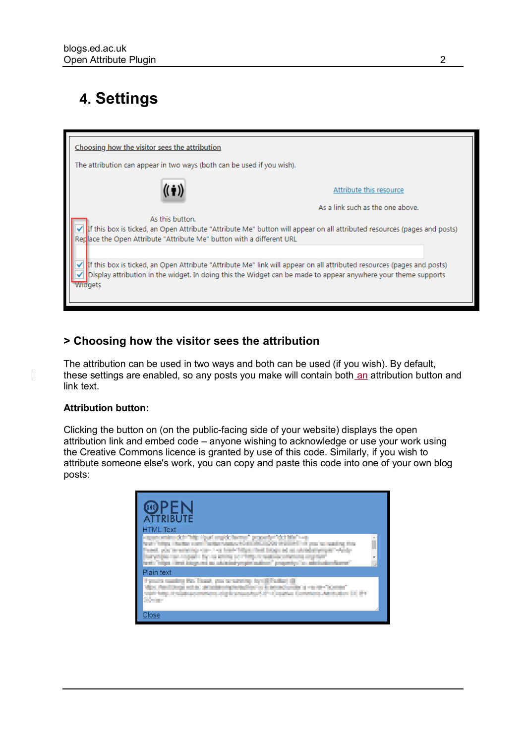# 4. Settings

## > Choosing how the visitor sees the attribution

The attribution can be used in two ways and both can be used (if you wish). By default, these settings are enabled, so any posts you make will contain both an attribution button and link text.

**Attribution button:**

Clicking the button on (on the public-facing side of your website) displays the open attribution link and embed code – anyone wishing to acknowledge or use your work using the Creative Commons licence is granted by use of this code. Similarly, if you wish to attribute someone else's work, you can copy and paste this code into one of your own blog posts: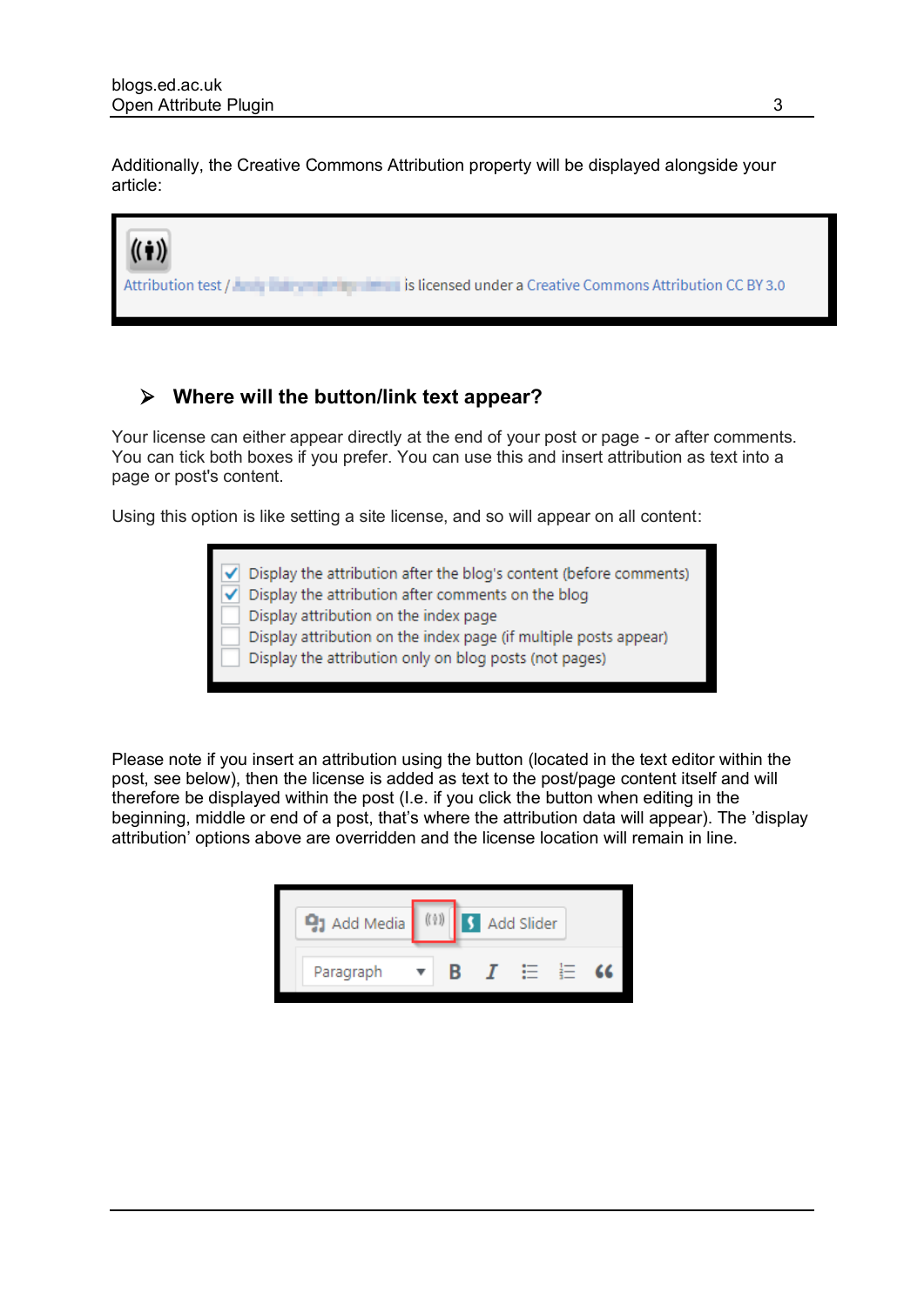Additionally, the Creative Commons Attribution property will be displayed alongside your article:

Attribution test / [redacted] is licensed under a Creative Commons Attribution CC BY 3.0

## ➢ Where will the button/link text appear?

Your license can either appear directly at the end of your post or page - or after comments. You can tick both boxes if you prefer. You can use this and insert attribution as text into a page or post's content.

Using this option is like setting a site license, and so will appear on all content:

- [x] Display the attribution after the blog's content (before comments)
- [x] Display the attribution after comments on the blog
- [ ] Display attribution on the index page
- [ ] Display attribution on the index page (if multiple posts appear)
- [ ] Display the attribution only on blog posts (not pages)

Please note if you insert an attribution using the button (located in the text editor within the post, see below), then the license is added as text to the post/page content itself and will therefore be displayed within the post (I.e. if you click the button when editing in the beginning, middle or end of a post, that's where the attribution data will appear). The 'display attribution' options above are overridden and the license location will remain in line.

Add Media | Add Slider

Paragraph ▾ B I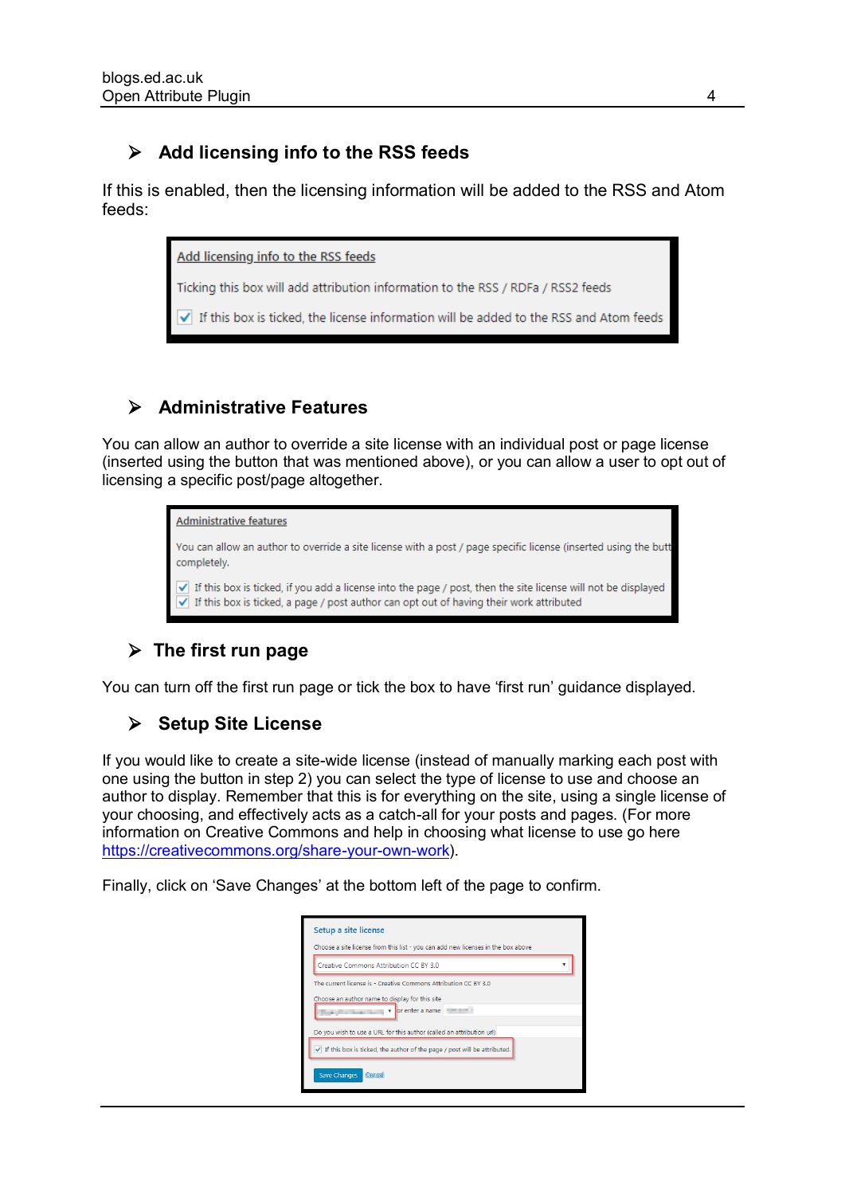## Add licensing info to the RSS feeds

If this is enabled, then the licensing information will be added to the RSS and Atom feeds:

Add licensing info to the RSS feeds

Ticking this box will add attribution information to the RSS / RDFa / RSS2 feeds

☑ If this box is ticked, the license information will be added to the RSS and Atom feeds

## Administrative Features

You can allow an author to override a site license with an individual post or page license (inserted using the button that was mentioned above), or you can allow a user to opt out of licensing a specific post/page altogether.

Administrative features

You can allow an author to override a site license with a post / page specific license (inserted using the butt completely.

☑ If this box is ticked, if you add a license into the page / post, then the site license will not be displayed
☑ If this box is ticked, a page / post author can opt out of having their work attributed

## The first run page

You can turn off the first run page or tick the box to have 'first run' guidance displayed.

## Setup Site License

If you would like to create a site-wide license (instead of manually marking each post with one using the button in step 2) you can select the type of license to use and choose an author to display. Remember that this is for everything on the site, using a single license of your choosing, and effectively acts as a catch-all for your posts and pages. (For more information on Creative Commons and help in choosing what license to use go here https://creativecommons.org/share-your-own-work).

Finally, click on 'Save Changes' at the bottom left of the page to confirm.

Setup a site license

Choose a site license from this list - you can add new licenses in the box above

Creative Commons Attribution CC BY 3.0

The current license is - Creative Commons Attribution CC BY 3.0

Choose an author name to display for this site

or enter a name

Do you wish to use a URL for this author (called an attribution url)

☑ If this box is ticked, the author of the page / post will be attributed.

Save Changes Cancel